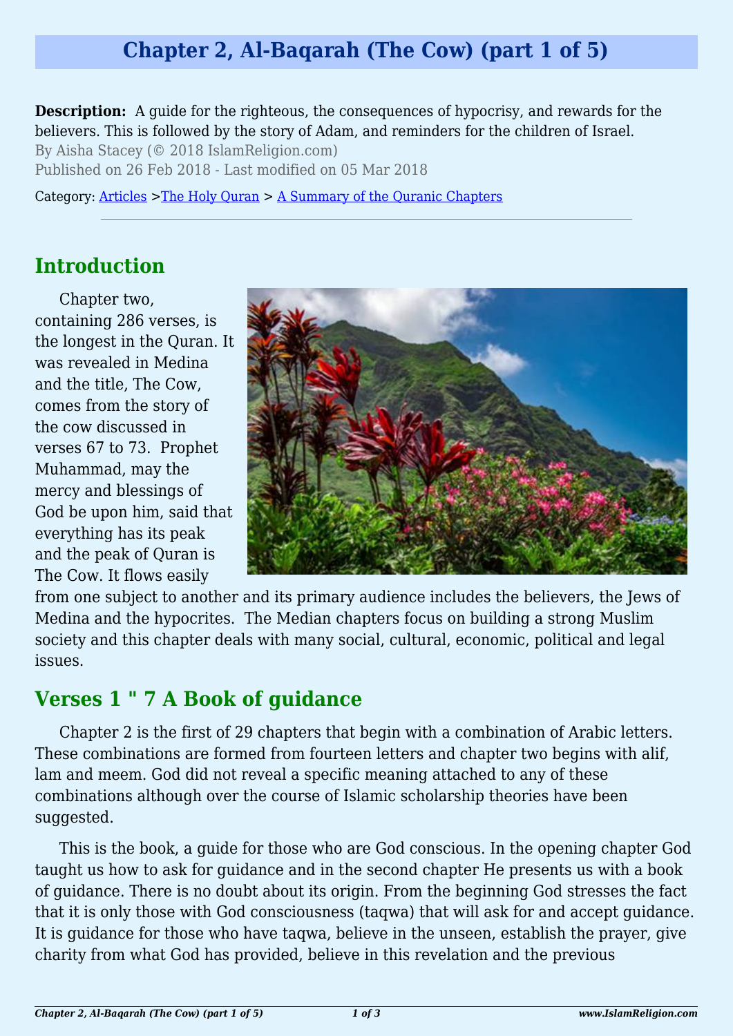# Chapter 2, Al-Baqarah (The Cow) (part 1 of 5)

**Description:** A guide for the righteous, the consequences of hypocrisy, and rewards for the believers. This is followed by the story of Adam, and reminders for the children of Israel.

By Aisha Stacey (© 2018 IslamReligion.com)

Published on 26 Feb 2018 - Last modified on 05 Mar 2018

Category: Articles >The Holy Quran > A Summary of the Quranic Chapters

---

## Introduction

Chapter two, containing 286 verses, is the longest in the Quran. It was revealed in Medina and the title, The Cow, comes from the story of the cow discussed in verses 67 to 73. Prophet Muhammad, may the mercy and blessings of God be upon him, said that everything has its peak and the peak of Quran is The Cow. It flows easily from one subject to another and its primary audience includes the believers, the Jews of Medina and the hypocrites. The Median chapters focus on building a strong Muslim society and this chapter deals with many social, cultural, economic, political and legal issues.

## Verses 1 " 7 A Book of guidance

Chapter 2 is the first of 29 chapters that begin with a combination of Arabic letters. These combinations are formed from fourteen letters and chapter two begins with alif, lam and meem. God did not reveal a specific meaning attached to any of these combinations although over the course of Islamic scholarship theories have been suggested.

This is the book, a guide for those who are God conscious. In the opening chapter God taught us how to ask for guidance and in the second chapter He presents us with a book of guidance. There is no doubt about its origin. From the beginning God stresses the fact that it is only those with God consciousness (taqwa) that will ask for and accept guidance. It is guidance for those who have taqwa, believe in the unseen, establish the prayer, give charity from what God has provided, believe in this revelation and the previous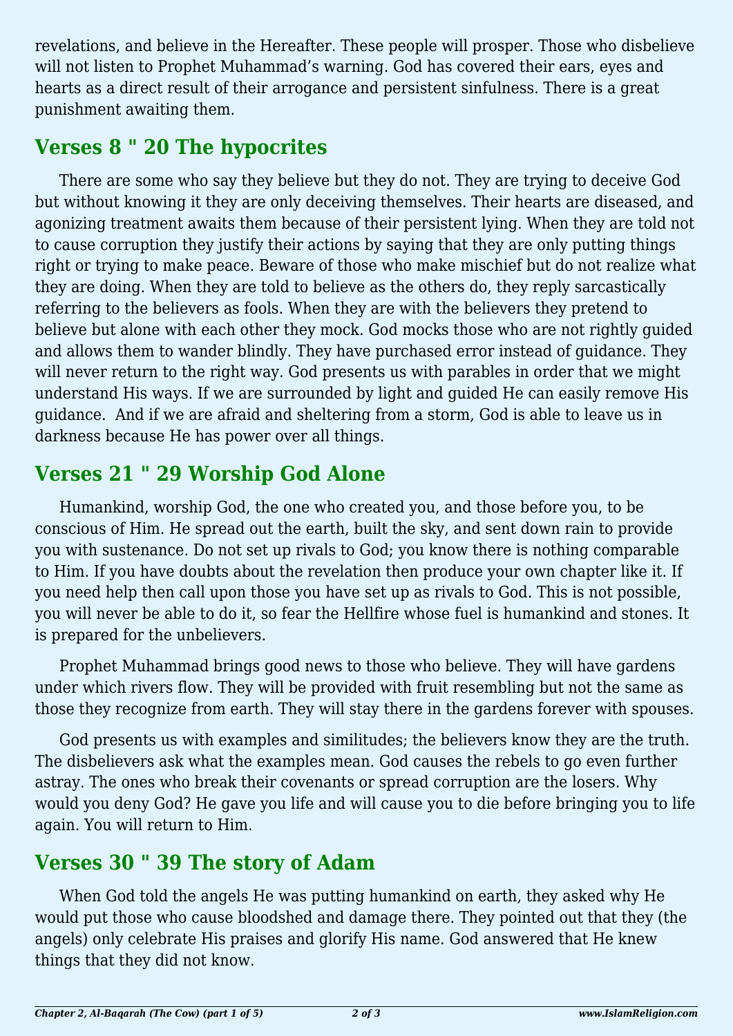revelations, and believe in the Hereafter. These people will prosper. Those who disbelieve will not listen to Prophet Muhammad's warning. God has covered their ears, eyes and hearts as a direct result of their arrogance and persistent sinfulness. There is a great punishment awaiting them.

## Verses 8 " 20 The hypocrites

There are some who say they believe but they do not. They are trying to deceive God but without knowing it they are only deceiving themselves. Their hearts are diseased, and agonizing treatment awaits them because of their persistent lying. When they are told not to cause corruption they justify their actions by saying that they are only putting things right or trying to make peace. Beware of those who make mischief but do not realize what they are doing. When they are told to believe as the others do, they reply sarcastically referring to the believers as fools. When they are with the believers they pretend to believe but alone with each other they mock. God mocks those who are not rightly guided and allows them to wander blindly. They have purchased error instead of guidance. They will never return to the right way. God presents us with parables in order that we might understand His ways. If we are surrounded by light and guided He can easily remove His guidance. And if we are afraid and sheltering from a storm, God is able to leave us in darkness because He has power over all things.

## Verses 21 " 29 Worship God Alone

Humankind, worship God, the one who created you, and those before you, to be conscious of Him. He spread out the earth, built the sky, and sent down rain to provide you with sustenance. Do not set up rivals to God; you know there is nothing comparable to Him. If you have doubts about the revelation then produce your own chapter like it. If you need help then call upon those you have set up as rivals to God. This is not possible, you will never be able to do it, so fear the Hellfire whose fuel is humankind and stones. It is prepared for the unbelievers.

Prophet Muhammad brings good news to those who believe. They will have gardens under which rivers flow. They will be provided with fruit resembling but not the same as those they recognize from earth. They will stay there in the gardens forever with spouses.

God presents us with examples and similitudes; the believers know they are the truth. The disbelievers ask what the examples mean. God causes the rebels to go even further astray. The ones who break their covenants or spread corruption are the losers. Why would you deny God? He gave you life and will cause you to die before bringing you to life again. You will return to Him.

## Verses 30 " 39 The story of Adam

When God told the angels He was putting humankind on earth, they asked why He would put those who cause bloodshed and damage there. They pointed out that they (the angels) only celebrate His praises and glorify His name. God answered that He knew things that they did not know.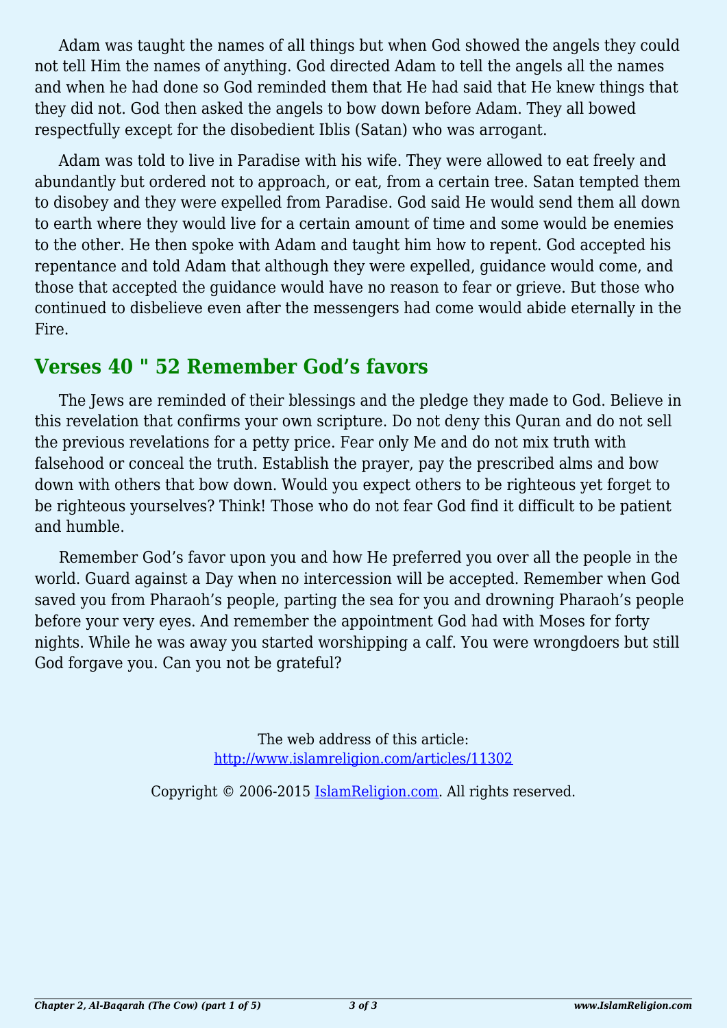Adam was taught the names of all things but when God showed the angels they could not tell Him the names of anything. God directed Adam to tell the angels all the names and when he had done so God reminded them that He had said that He knew things that they did not. God then asked the angels to bow down before Adam. They all bowed respectfully except for the disobedient Iblis (Satan) who was arrogant.

Adam was told to live in Paradise with his wife. They were allowed to eat freely and abundantly but ordered not to approach, or eat, from a certain tree. Satan tempted them to disobey and they were expelled from Paradise. God said He would send them all down to earth where they would live for a certain amount of time and some would be enemies to the other. He then spoke with Adam and taught him how to repent. God accepted his repentance and told Adam that although they were expelled, guidance would come, and those that accepted the guidance would have no reason to fear or grieve. But those who continued to disbelieve even after the messengers had come would abide eternally in the Fire.

## Verses 40 " 52 Remember God’s favors

The Jews are reminded of their blessings and the pledge they made to God. Believe in this revelation that confirms your own scripture. Do not deny this Quran and do not sell the previous revelations for a petty price. Fear only Me and do not mix truth with falsehood or conceal the truth. Establish the prayer, pay the prescribed alms and bow down with others that bow down. Would you expect others to be righteous yet forget to be righteous yourselves? Think! Those who do not fear God find it difficult to be patient and humble.

Remember God’s favor upon you and how He preferred you over all the people in the world. Guard against a Day when no intercession will be accepted. Remember when God saved you from Pharaoh’s people, parting the sea for you and drowning Pharaoh’s people before your very eyes. And remember the appointment God had with Moses for forty nights. While he was away you started worshipping a calf. You were wrongdoers but still God forgave you. Can you not be grateful?

The web address of this article:
http://www.islamreligion.com/articles/11302

Copyright © 2006-2015 IslamReligion.com. All rights reserved.